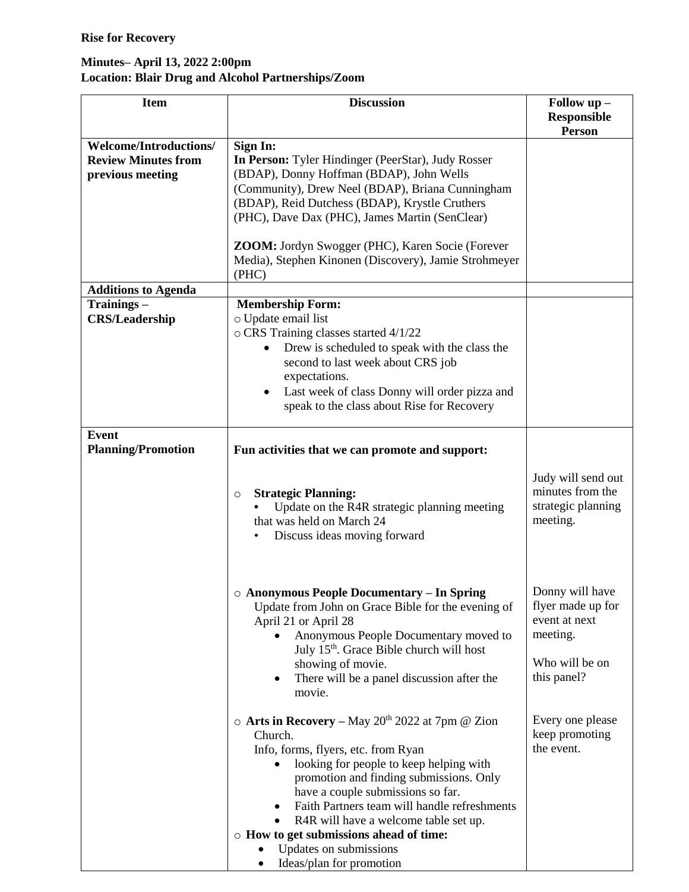**Rise for Recovery**

**Minutes– April 13, 2022 2:00pm**
**Location: Blair Drug and Alcohol Partnerships/Zoom**

| Item | Discussion | Follow up – Responsible Person |
|---|---|---|
| **Welcome/Introductions/ Review Minutes from previous meeting** | **Sign In:**<br>**In Person:** Tyler Hindinger (PeerStar), Judy Rosser (BDAP), Donny Hoffman (BDAP), John Wells (Community), Drew Neel (BDAP), Briana Cunningham (BDAP), Reid Dutchess (BDAP), Krystle Cruthers (PHC), Dave Dax (PHC), James Martin (SenClear)<br><br>**ZOOM:** Jordyn Swogger (PHC), Karen Socie (Forever Media), Stephen Kinonen (Discovery), Jamie Strohmeyer (PHC) | |
| **Additions to Agenda** | | |
| **Trainings – CRS/Leadership** | **Membership Form:**<br>o Update email list<br>o CRS Training classes started 4/1/22<br>• Drew is scheduled to speak with the class the second to last week about CRS job expectations.<br>• Last week of class Donny will order pizza and speak to the class about Rise for Recovery | |
| **Event Planning/Promotion** | **Fun activities that we can promote and support:**<br><br>o **Strategic Planning:**<br>• Update on the R4R strategic planning meeting that was held on March 24<br>• Discuss ideas moving forward | Judy will send out minutes from the strategic planning meeting. |
| | o **Anonymous People Documentary – In Spring**<br>Update from John on Grace Bible for the evening of April 21 or April 28<br>• Anonymous People Documentary moved to July 15th. Grace Bible church will host showing of movie.<br>• There will be a panel discussion after the movie. | Donny will have flyer made up for event at next meeting.<br><br>Who will be on this panel? |
| | o **Arts in Recovery** – May 20th 2022 at 7pm @ Zion Church.<br>Info, forms, flyers, etc. from Ryan<br>• looking for people to keep helping with promotion and finding submissions. Only have a couple submissions so far.<br>• Faith Partners team will handle refreshments<br>• R4R will have a welcome table set up.<br>o **How to get submissions ahead of time:**<br>• Updates on submissions<br>• Ideas/plan for promotion | Every one please keep promoting the event. |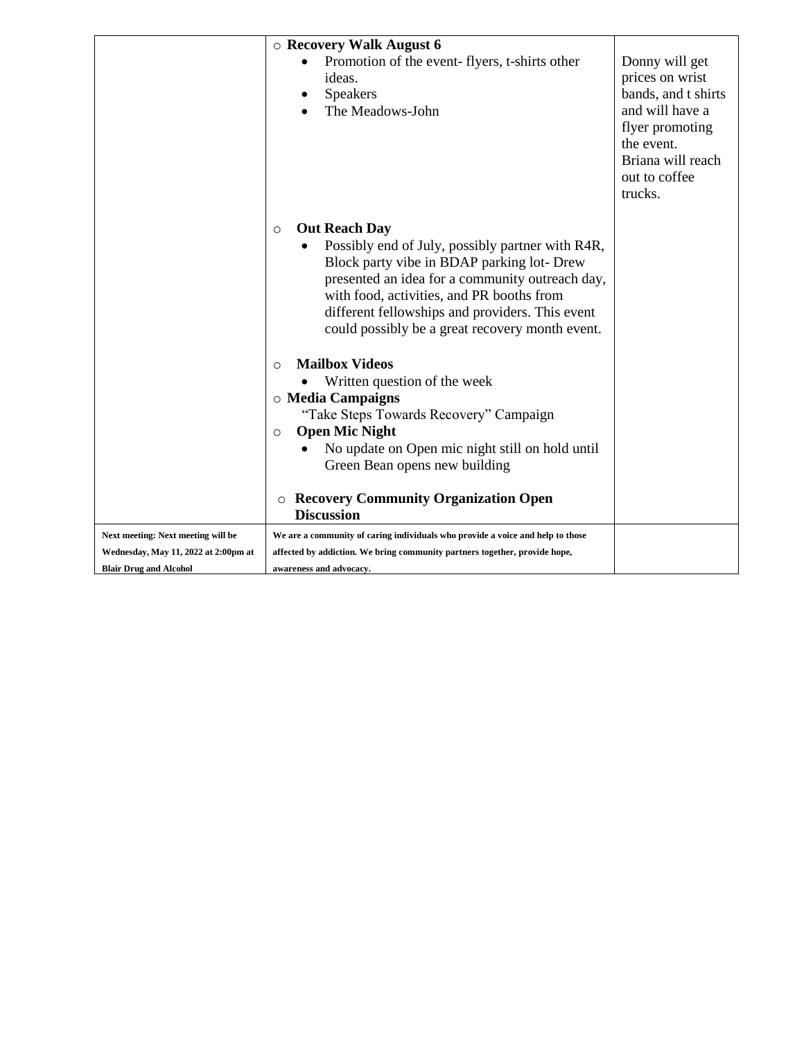| | | |
|---|---|---|
| | ○ **Recovery Walk August 6**<br>• Promotion of the event- flyers, t-shirts other ideas.<br>• Speakers<br>• The Meadows-John<br><br>○ **Out Reach Day**<br>• Possibly end of July, possibly partner with R4R, Block party vibe in BDAP parking lot- Drew presented an idea for a community outreach day, with food, activities, and PR booths from different fellowships and providers. This event could possibly be a great recovery month event.<br><br>○ **Mailbox Videos**<br>• Written question of the week<br>○ **Media Campaigns**<br>"Take Steps Towards Recovery" Campaign<br>○ **Open Mic Night**<br>• No update on Open mic night still on hold until Green Bean opens new building<br><br>○ **Recovery Community Organization Open Discussion** | Donny will get prices on wrist bands, and t shirts and will have a flyer promoting the event.<br>Briana will reach out to coffee trucks. |
| **Next meeting: Next meeting will be Wednesday, May 11, 2022 at 2:00pm at Blair Drug and Alcohol** | **We are a community of caring individuals who provide a voice and help to those affected by addiction. We bring community partners together, provide hope, awareness and advocacy.** | |